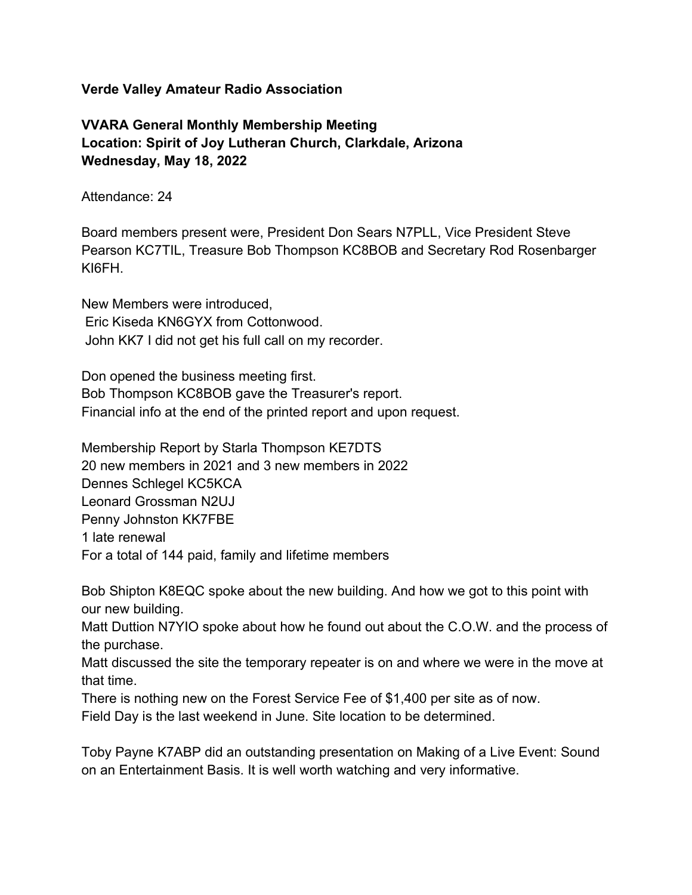**Verde Valley Amateur Radio Association**

**VVARA General Monthly Membership Meeting**
**Location: Spirit of Joy Lutheran Church, Clarkdale, Arizona**
**Wednesday, May 18, 2022**

Attendance: 24

Board members present were, President Don Sears N7PLL, Vice President Steve Pearson KC7TIL, Treasure Bob Thompson KC8BOB and Secretary Rod Rosenbarger KI6FH.

New Members were introduced,
Eric Kiseda KN6GYX from Cottonwood.
John KK7 I did not get his full call on my recorder.

Don opened the business meeting first.
Bob Thompson KC8BOB gave the Treasurer's report.
Financial info at the end of the printed report and upon request.

Membership Report by Starla Thompson KE7DTS
20 new members in 2021 and 3 new members in 2022
Dennes Schlegel KC5KCA
Leonard Grossman N2UJ
Penny Johnston KK7FBE
1 late renewal
For a total of 144 paid, family and lifetime members

Bob Shipton K8EQC spoke about the new building. And how we got to this point with our new building.
Matt Duttion N7YIO spoke about how he found out about the C.O.W. and the process of the purchase.
Matt discussed the site the temporary repeater is on and where we were in the move at that time.
There is nothing new on the Forest Service Fee of $1,400 per site as of now.
Field Day is the last weekend in June. Site location to be determined.

Toby Payne K7ABP did an outstanding presentation on Making of a Live Event: Sound on an Entertainment Basis. It is well worth watching and very informative.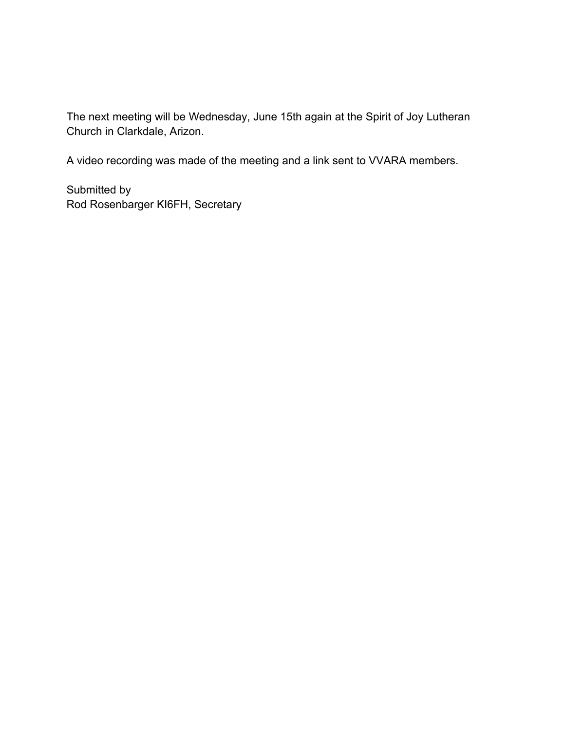The next meeting will be Wednesday, June 15th again at the Spirit of Joy Lutheran Church in Clarkdale, Arizon.

A video recording was made of the meeting and a link sent to VVARA members.

Submitted by
Rod Rosenbarger KI6FH, Secretary